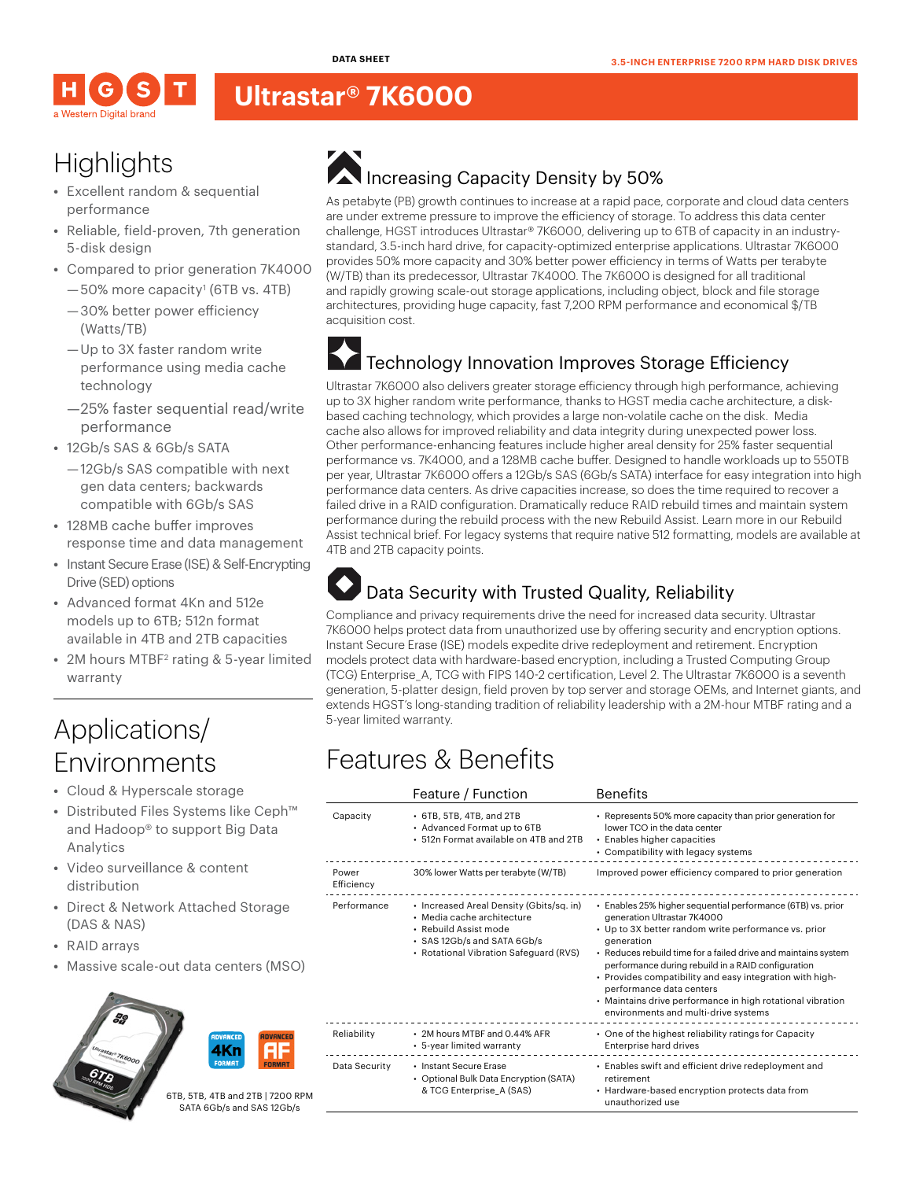DATA SHEET

3.5-INCH ENTERPRISE 7200 RPM HARD DISK DRIVES

HGST
a Western Digital brand

# Ultrastar® 7K6000

## Highlights

- Excellent random & sequential performance
- Reliable, field-proven, 7th generation 5-disk design
- Compared to prior generation 7K4000
  - —50% more capacity[1] (6TB vs. 4TB)
  - —30% better power efficiency (Watts/TB)
  - —Up to 3X faster random write performance using media cache technology
  - —25% faster sequential read/write performance
- 12Gb/s SAS & 6Gb/s SATA
  - —12Gb/s SAS compatible with next gen data centers; backwards compatible with 6Gb/s SAS
- 128MB cache buffer improves response time and data management
- Instant Secure Erase (ISE) & Self-Encrypting Drive (SED) options
- Advanced format 4Kn and 512e models up to 6TB; 512n format available in 4TB and 2TB capacities
- 2M hours MTBF[2] rating & 5-year limited warranty

## Applications/ Environments

- Cloud & Hyperscale storage
- Distributed Files Systems like Ceph™ and Hadoop® to support Big Data Analytics
- Video surveillance & content distribution
- Direct & Network Attached Storage (DAS & NAS)
- RAID arrays
- Massive scale-out data centers (MSO)

6TB, 5TB, 4TB and 2TB | 7200 RPM
SATA 6Gb/s and SAS 12Gb/s

## Increasing Capacity Density by 50%

As petabyte (PB) growth continues to increase at a rapid pace, corporate and cloud data centers are under extreme pressure to improve the efficiency of storage. To address this data center challenge, HGST introduces Ultrastar® 7K6000, delivering up to 6TB of capacity in an industry-standard, 3.5-inch hard drive, for capacity-optimized enterprise applications. Ultrastar 7K6000 provides 50% more capacity and 30% better power efficiency in terms of Watts per terabyte (W/TB) than its predecessor, Ultrastar 7K4000. The 7K6000 is designed for all traditional and rapidly growing scale-out storage applications, including object, block and file storage architectures, providing huge capacity, fast 7,200 RPM performance and economical $/TB acquisition cost.

## Technology Innovation Improves Storage Efficiency

Ultrastar 7K6000 also delivers greater storage efficiency through high performance, achieving up to 3X higher random write performance, thanks to HGST media cache architecture, a disk-based caching technology, which provides a large non-volatile cache on the disk. Media cache also allows for improved reliability and data integrity during unexpected power loss. Other performance-enhancing features include higher areal density for 25% faster sequential performance vs. 7K4000, and a 128MB cache buffer. Designed to handle workloads up to 550TB per year, Ultrastar 7K6000 offers a 12Gb/s SAS (6Gb/s SATA) interface for easy integration into high performance data centers. As drive capacities increase, so does the time required to recover a failed drive in a RAID configuration. Dramatically reduce RAID rebuild times and maintain system performance during the rebuild process with the new Rebuild Assist. Learn more in our Rebuild Assist technical brief. For legacy systems that require native 512 formatting, models are available at 4TB and 2TB capacity points.

## Data Security with Trusted Quality, Reliability

Compliance and privacy requirements drive the need for increased data security. Ultrastar 7K6000 helps protect data from unauthorized use by offering security and encryption options. Instant Secure Erase (ISE) models expedite drive redeployment and retirement. Encryption models protect data with hardware-based encryption, including a Trusted Computing Group (TCG) Enterprise_A, TCG with FIPS 140-2 certification, Level 2. The Ultrastar 7K6000 is a seventh generation, 5-platter design, field proven by top server and storage OEMs, and Internet giants, and extends HGST's long-standing tradition of reliability leadership with a 2M-hour MTBF rating and a 5-year limited warranty.

## Features & Benefits

| | Feature / Function | Benefits |
|---|---|---|
| Capacity | • 6TB, 5TB, 4TB, and 2TB<br>• Advanced Format up to 6TB<br>• 512n Format available on 4TB and 2TB | • Represents 50% more capacity than prior generation for lower TCO in the data center<br>• Enables higher capacities<br>• Compatibility with legacy systems |
| Power Efficiency | 30% lower Watts per terabyte (W/TB) | Improved power efficiency compared to prior generation |
| Performance | • Increased Areal Density (Gbits/sq. in)<br>• Media cache architecture<br>• Rebuild Assist mode<br>• SAS 12Gb/s and SATA 6Gb/s<br>• Rotational Vibration Safeguard (RVS) | • Enables 25% higher sequential performance (6TB) vs. prior generation Ultrastar 7K4000<br>• Up to 3X better random write performance vs. prior generation<br>• Reduces rebuild time for a failed drive and maintains system performance during rebuild in a RAID configuration<br>• Provides compatibility and easy integration with high-performance data centers<br>• Maintains drive performance in high rotational vibration environments and multi-drive systems |
| Reliability | • 2M hours MTBF and 0.44% AFR<br>• 5-year limited warranty | • One of the highest reliability ratings for Capacity Enterprise hard drives |
| Data Security | • Instant Secure Erase<br>• Optional Bulk Data Encryption (SATA) & TCG Enterprise_A (SAS) | • Enables swift and efficient drive redeployment and retirement<br>• Hardware-based encryption protects data from unauthorized use |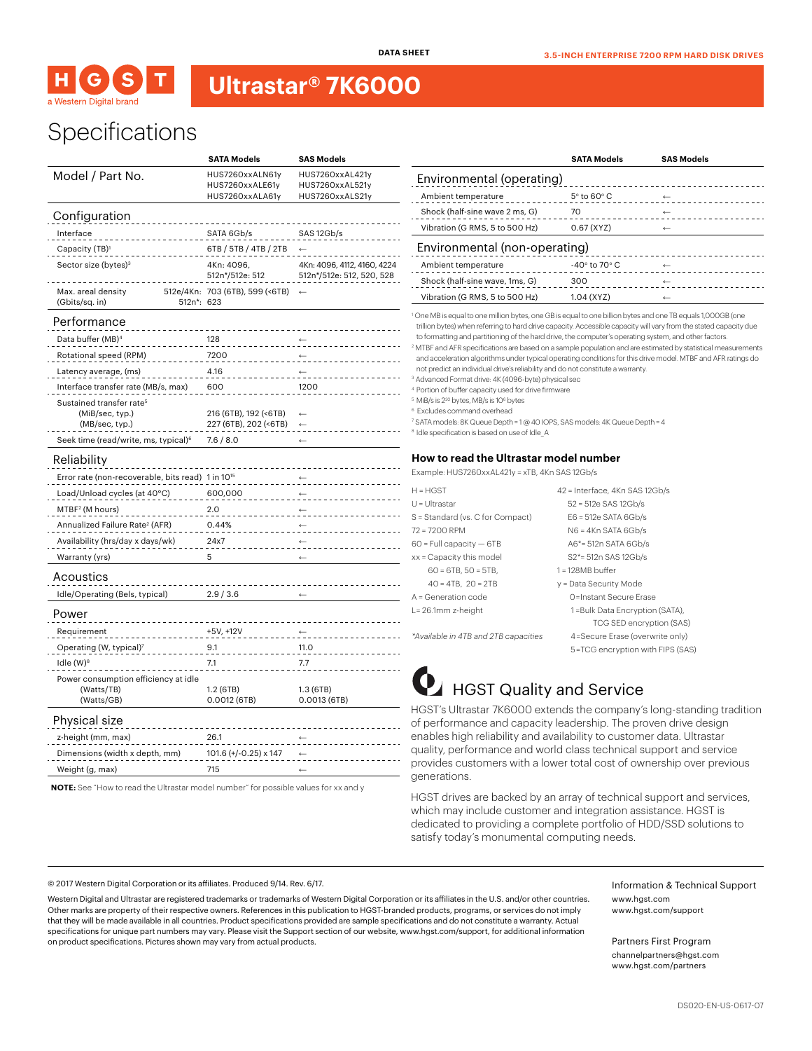DATA SHEET

3.5-INCH ENTERPRISE 7200 RPM HARD DISK DRIVES

HGST a Western Digital brand

# Ultrastar® 7K6000

## Specifications

| | SATA Models | SAS Models |
|---|---|---|
| **Model / Part No.** | HUS7260xxALN61y<br>HUS7260xxALE61y<br>HUS7260xxALA61y | HUS7260xxAL421y<br>HUS7260xxAL521y<br>HUS7260xxALS21y |
| **Configuration** | | |
| Interface | SATA 6Gb/s | SAS 12Gb/s |
| Capacity (TB)[1] | 6TB / 5TB / 4TB / 2TB | ← |
| Sector size (bytes)[3] | 4Kn: 4096,<br>512n*/512e: 512 | 4Kn: 4096, 4112, 4160, 4224<br>512n*/512e: 512, 520, 528 |
| Max. areal density (Gbits/sq. in) | 512e/4Kn: 703 (6TB), 599 (<6TB)<br>512n*: 623 | ← |
| **Performance** | | |
| Data buffer (MB)[4] | 128 | ← |
| Rotational speed (RPM) | 7200 | ← |
| Latency average, (ms) | 4.16 | ← |
| Interface transfer rate (MB/s, max) | 600 | 1200 |
| Sustained transfer rate[5]<br>(MiB/sec, typ.)<br>(MB/sec, typ.) | <br>216 (6TB), 192 (<6TB)<br>227 (6TB), 202 (<6TB) | <br>←<br>← |
| Seek time (read/write, ms, typical)[6] | 7.6 / 8.0 | ← |
| **Reliability** | | |
| Error rate (non-recoverable, bits read) | 1 in $10^{15}$ | ← |
| Load/Unload cycles (at 40°C) | 600,000 | ← |
| MTBF[2] (M hours) | 2.0 | ← |
| Annualized Failure Rate[2] (AFR) | 0.44% | ← |
| Availability (hrs/day x days/wk) | 24x7 | ← |
| Warranty (yrs) | 5 | ← |
| **Acoustics** | | |
| Idle/Operating (Bels, typical) | 2.9 / 3.6 | ← |
| **Power** | | |
| Requirement | +5V, +12V | ← |
| Operating (W, typical)[7] | 9.1 | 11.0 |
| Idle (W)[8] | 7.1 | 7.7 |
| Power consumption efficiency at idle<br>(Watts/TB)<br>(Watts/GB) | <br>1.2 (6TB)<br>0.0012 (6TB) | <br>1.3 (6TB)<br>0.0013 (6TB) |
| **Physical size** | | |
| z-height (mm, max) | 26.1 | ← |
| Dimensions (width x depth, mm) | 101.6 (+/-0.25) x 147 | ← |
| Weight (g, max) | 715 | ← |

**NOTE:** See "How to read the Ultrastar model number" for possible values for xx and y

| | SATA Models | SAS Models |
|---|---|---|
| **Environmental (operating)** | | |
| Ambient temperature | 5° to 60° C | ← |
| Shock (half-sine wave 2 ms, G) | 70 | ← |
| Vibration (G RMS, 5 to 500 Hz) | 0.67 (XYZ) | ← |
| **Environmental (non-operating)** | | |
| Ambient temperature | -40° to 70° C | ← |
| Shock (half-sine wave, 1ms, G) | 300 | ← |
| Vibration (G RMS, 5 to 500 Hz) | 1.04 (XYZ) | ← |

[1] One MB is equal to one million bytes, one GB is equal to one billion bytes and one TB equals 1,000GB (one trillion bytes) when referring to hard drive capacity. Accessible capacity will vary from the stated capacity due to formatting and partitioning of the hard drive, the computer's operating system, and other factors.

[2] MTBF and AFR specifications are based on a sample population and are estimated by statistical measurements and acceleration algorithms under typical operating conditions for this drive model. MTBF and AFR ratings do not predict an individual drive's reliability and do not constitute a warranty.

[3] Advanced Format drive: 4K (4096-byte) physical sec

[4] Portion of buffer capacity used for drive firmware

[5] MiB/s is $2^{20}$ bytes, MB/s is $10^6$ bytes

[6] Excludes command overhead

[7] SATA models: 8K Queue Depth = 1 @ 40 IOPS, SAS models: 4K Queue Depth = 4

[8] Idle specification is based on use of Idle_A

### How to read the Ultrastar model number

Example: HUS7260xxAL421y = xTB, 4Kn SAS 12Gb/s

H = HGST
U = Ultrastar
S = Standard (vs. C for Compact)
72 = 7200 RPM
60 = Full capacity — 6TB
xx = Capacity this model
- 60 = 6TB, 50 = 5TB,
- 40 = 4TB, 20 = 2TB

A = Generation code
L= 26.1mm z-height

*Available in 4TB and 2TB capacities*

42 = Interface, 4Kn SAS 12Gb/s
- 52 = 512e SAS 12Gb/s
- E6 = 512e SATA 6Gb/s
- N6 = 4Kn SATA 6Gb/s
- A6*= 512n SATA 6Gb/s
- S2*= 512n SAS 12Gb/s

1 = 128MB buffer
y = Data Security Mode
- 0=Instant Secure Erase
- 1=Bulk Data Encryption (SATA), TCG SED encryption (SAS)
- 4=Secure Erase (overwrite only)
- 5=TCG encryption with FIPS (SAS)

## HGST Quality and Service

HGST's Ultrastar 7K6000 extends the company's long-standing tradition of performance and capacity leadership. The proven drive design enables high reliability and availability to customer data. Ultrastar quality, performance and world class technical support and service provides customers with a lower total cost of ownership over previous generations.

HGST drives are backed by an array of technical support and services, which may include customer and integration assistance. HGST is dedicated to providing a complete portfolio of HDD/SSD solutions to satisfy today's monumental computing needs.

© 2017 Western Digital Corporation or its affiliates. Produced 9/14. Rev. 6/17.

Western Digital and Ultrastar are registered trademarks or trademarks of Western Digital Corporation or its affiliates in the U.S. and/or other countries. Other marks are property of their respective owners. References in this publication to HGST-branded products, programs, or services do not imply that they will be made available in all countries. Product specifications provided are sample specifications and do not constitute a warranty. Actual specifications for unique part numbers may vary. Please visit the Support section of our website, www.hgst.com/support, for additional information on product specifications. Pictures shown may vary from actual products.

Information & Technical Support
www.hgst.com
www.hgst.com/support

Partners First Program
channelpartners@hgst.com
www.hgst.com/partners

DS020-EN-US-0617-07